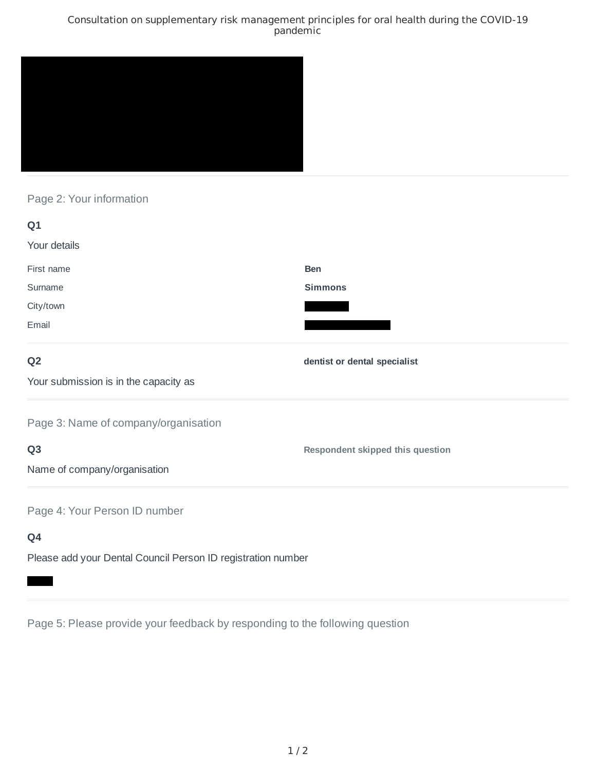# Consultation on supplementary risk management principles for oral health during the COVID-19 pandemic

## Page 2: Your information

**Q1**

Your details

| | |
|---|---|
| First name | **Ben** |
| Surname | **Simmons** |
| City/town | |
| Email | |

**Q2**

Your submission is in the capacity as

**dentist or dental specialist**

## Page 3: Name of company/organisation

**Q3**

Name of company/organisation

**Respondent skipped this question**

## Page 4: Your Person ID number

**Q4**

Please add your Dental Council Person ID registration number

## Page 5: Please provide your feedback by responding to the following question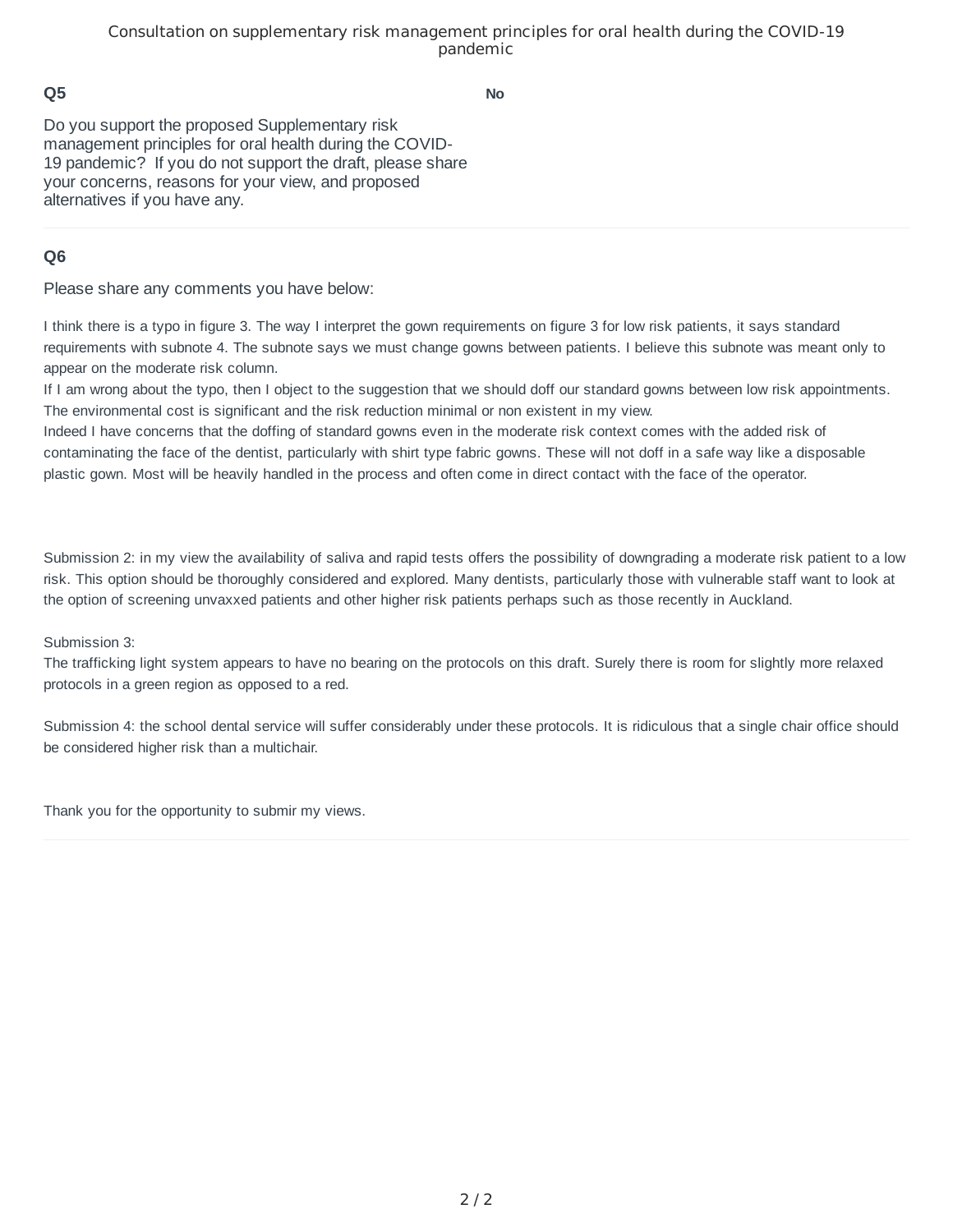**Q5**

Do you support the proposed Supplementary risk management principles for oral health during the COVID-19 pandemic? If you do not support the draft, please share your concerns, reasons for your view, and proposed alternatives if you have any.

**No**

---

**Q6**

Please share any comments you have below:

I think there is a typo in figure 3. The way I interpret the gown requirements on figure 3 for low risk patients, it says standard requirements with subnote 4. The subnote says we must change gowns between patients. I believe this subnote was meant only to appear on the moderate risk column.
If I am wrong about the typo, then I object to the suggestion that we should doff our standard gowns between low risk appointments. The environmental cost is significant and the risk reduction minimal or non existent in my view.
Indeed I have concerns that the doffing of standard gowns even in the moderate risk context comes with the added risk of contaminating the face of the dentist, particularly with shirt type fabric gowns. These will not doff in a safe way like a disposable plastic gown. Most will be heavily handled in the process and often come in direct contact with the face of the operator.

Submission 2: in my view the availability of saliva and rapid tests offers the possibility of downgrading a moderate risk patient to a low risk. This option should be thoroughly considered and explored. Many dentists, particularly those with vulnerable staff want to look at the option of screening unvaxxed patients and other higher risk patients perhaps such as those recently in Auckland.

Submission 3:
The trafficking light system appears to have no bearing on the protocols on this draft. Surely there is room for slightly more relaxed protocols in a green region as opposed to a red.

Submission 4: the school dental service will suffer considerably under these protocols. It is ridiculous that a single chair office should be considered higher risk than a multichair.

Thank you for the opportunity to submir my views.